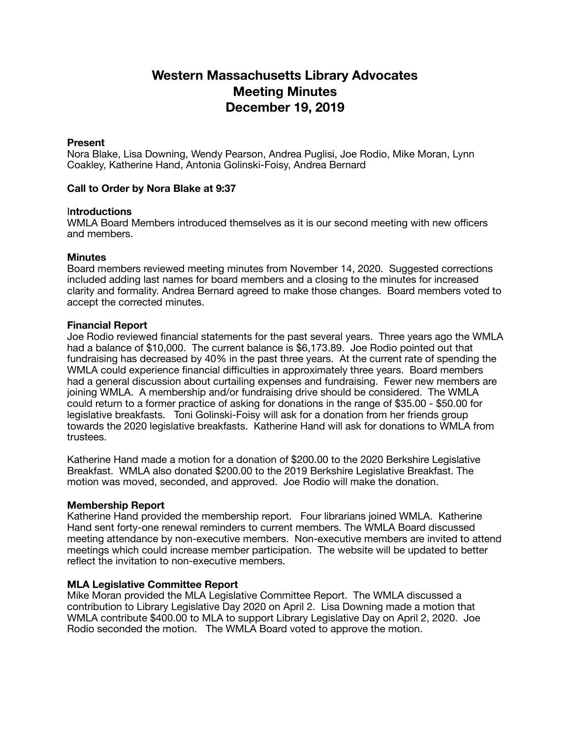# Western Massachusetts Library Advocates
# Meeting Minutes
# December 19, 2019

**Present**
Nora Blake, Lisa Downing, Wendy Pearson, Andrea Puglisi, Joe Rodio, Mike Moran, Lynn Coakley, Katherine Hand, Antonia Golinski-Foisy, Andrea Bernard

**Call to Order by Nora Blake at 9:37**

**Introductions**
WMLA Board Members introduced themselves as it is our second meeting with new officers and members.

**Minutes**
Board members reviewed meeting minutes from November 14, 2020. Suggested corrections included adding last names for board members and a closing to the minutes for increased clarity and formality. Andrea Bernard agreed to make those changes. Board members voted to accept the corrected minutes.

**Financial Report**
Joe Rodio reviewed financial statements for the past several years. Three years ago the WMLA had a balance of $10,000. The current balance is $6,173.89. Joe Rodio pointed out that fundraising has decreased by 40% in the past three years. At the current rate of spending the WMLA could experience financial difficulties in approximately three years. Board members had a general discussion about curtailing expenses and fundraising. Fewer new members are joining WMLA. A membership and/or fundraising drive should be considered. The WMLA could return to a former practice of asking for donations in the range of $35.00 - $50.00 for legislative breakfasts. Toni Golinski-Foisy will ask for a donation from her friends group towards the 2020 legislative breakfasts. Katherine Hand will ask for donations to WMLA from trustees.

Katherine Hand made a motion for a donation of $200.00 to the 2020 Berkshire Legislative Breakfast. WMLA also donated $200.00 to the 2019 Berkshire Legislative Breakfast. The motion was moved, seconded, and approved. Joe Rodio will make the donation.

**Membership Report**
Katherine Hand provided the membership report. Four librarians joined WMLA. Katherine Hand sent forty-one renewal reminders to current members. The WMLA Board discussed meeting attendance by non-executive members. Non-executive members are invited to attend meetings which could increase member participation. The website will be updated to better reflect the invitation to non-executive members.

**MLA Legislative Committee Report**
Mike Moran provided the MLA Legislative Committee Report. The WMLA discussed a contribution to Library Legislative Day 2020 on April 2. Lisa Downing made a motion that WMLA contribute $400.00 to MLA to support Library Legislative Day on April 2, 2020. Joe Rodio seconded the motion. The WMLA Board voted to approve the motion.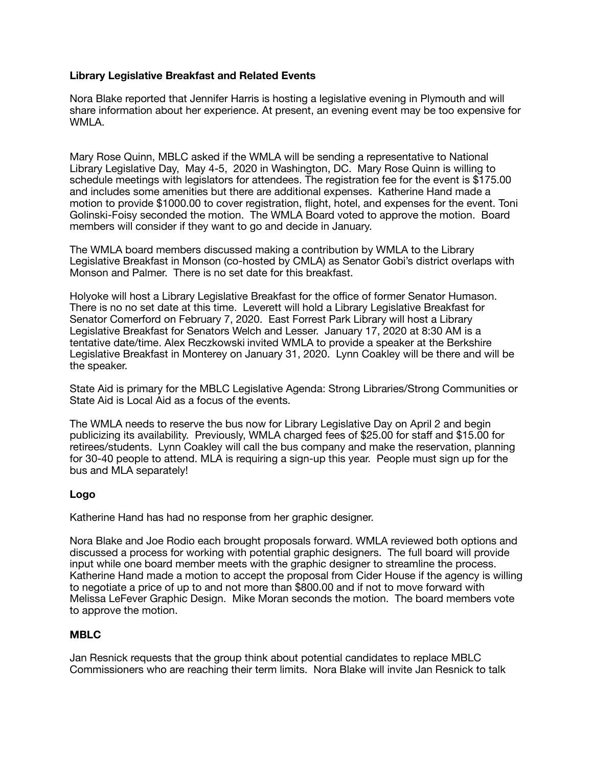**Library Legislative Breakfast and Related Events**

Nora Blake reported that Jennifer Harris is hosting a legislative evening in Plymouth and will share information about her experience. At present, an evening event may be too expensive for WMLA.

Mary Rose Quinn, MBLC asked if the WMLA will be sending a representative to National Library Legislative Day, May 4-5, 2020 in Washington, DC. Mary Rose Quinn is willing to schedule meetings with legislators for attendees. The registration fee for the event is $175.00 and includes some amenities but there are additional expenses. Katherine Hand made a motion to provide $1000.00 to cover registration, flight, hotel, and expenses for the event. Toni Golinski-Foisy seconded the motion. The WMLA Board voted to approve the motion. Board members will consider if they want to go and decide in January.

The WMLA board members discussed making a contribution by WMLA to the Library Legislative Breakfast in Monson (co-hosted by CMLA) as Senator Gobi's district overlaps with Monson and Palmer. There is no set date for this breakfast.

Holyoke will host a Library Legislative Breakfast for the office of former Senator Humason. There is no no set date at this time. Leverett will hold a Library Legislative Breakfast for Senator Comerford on February 7, 2020. East Forrest Park Library will host a Library Legislative Breakfast for Senators Welch and Lesser. January 17, 2020 at 8:30 AM is a tentative date/time. Alex Reczkowski invited WMLA to provide a speaker at the Berkshire Legislative Breakfast in Monterey on January 31, 2020. Lynn Coakley will be there and will be the speaker.

State Aid is primary for the MBLC Legislative Agenda: Strong Libraries/Strong Communities or State Aid is Local Aid as a focus of the events.

The WMLA needs to reserve the bus now for Library Legislative Day on April 2 and begin publicizing its availability. Previously, WMLA charged fees of $25.00 for staff and $15.00 for retirees/students. Lynn Coakley will call the bus company and make the reservation, planning for 30-40 people to attend. MLA is requiring a sign-up this year. People must sign up for the bus and MLA separately!

**Logo**

Katherine Hand has had no response from her graphic designer.

Nora Blake and Joe Rodio each brought proposals forward. WMLA reviewed both options and discussed a process for working with potential graphic designers. The full board will provide input while one board member meets with the graphic designer to streamline the process. Katherine Hand made a motion to accept the proposal from Cider House if the agency is willing to negotiate a price of up to and not more than $800.00 and if not to move forward with Melissa LeFever Graphic Design. Mike Moran seconds the motion. The board members vote to approve the motion.

**MBLC**

Jan Resnick requests that the group think about potential candidates to replace MBLC Commissioners who are reaching their term limits. Nora Blake will invite Jan Resnick to talk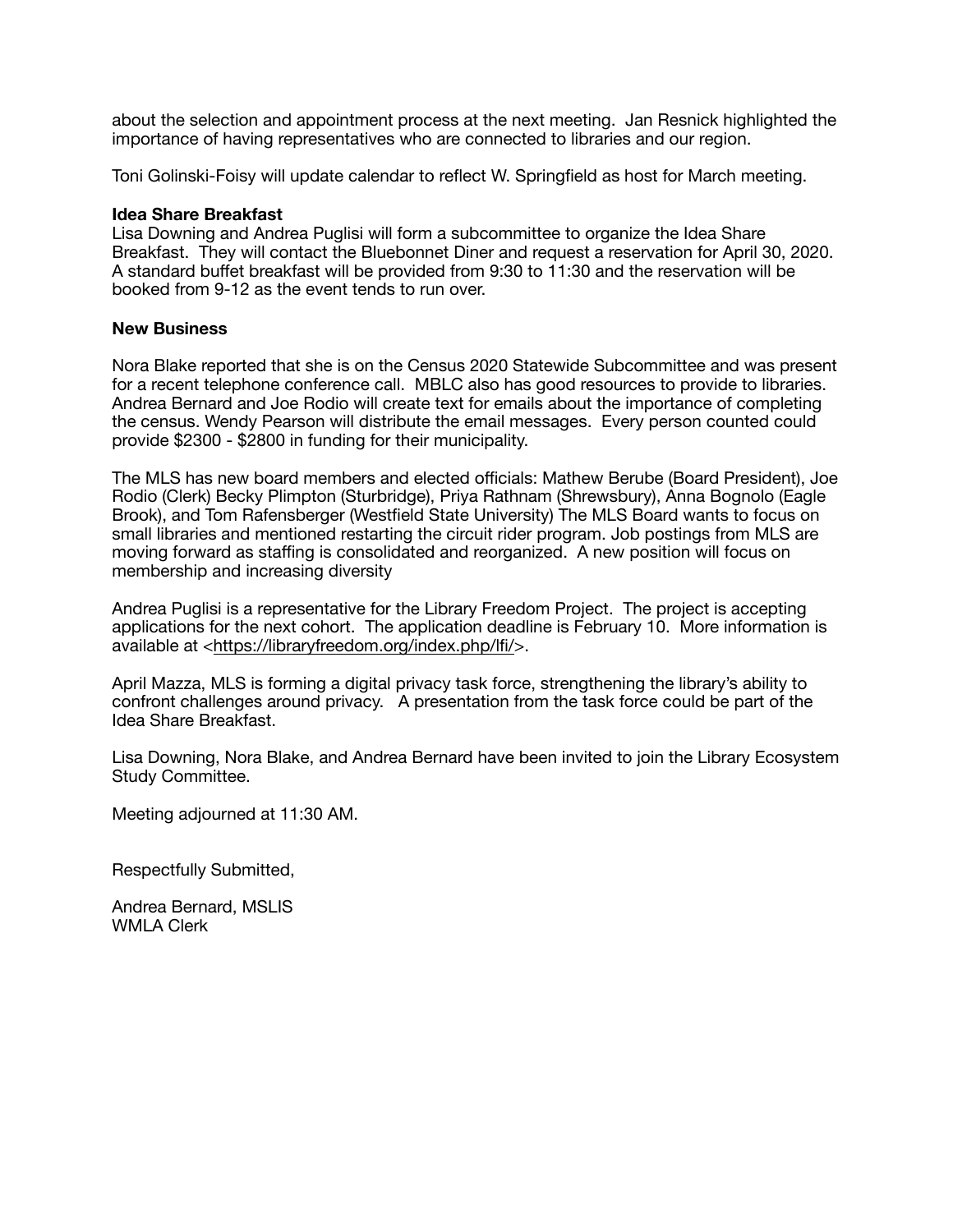about the selection and appointment process at the next meeting. Jan Resnick highlighted the importance of having representatives who are connected to libraries and our region.

Toni Golinski-Foisy will update calendar to reflect W. Springfield as host for March meeting.

**Idea Share Breakfast**

Lisa Downing and Andrea Puglisi will form a subcommittee to organize the Idea Share Breakfast. They will contact the Bluebonnet Diner and request a reservation for April 30, 2020. A standard buffet breakfast will be provided from 9:30 to 11:30 and the reservation will be booked from 9-12 as the event tends to run over.

**New Business**

Nora Blake reported that she is on the Census 2020 Statewide Subcommittee and was present for a recent telephone conference call. MBLC also has good resources to provide to libraries. Andrea Bernard and Joe Rodio will create text for emails about the importance of completing the census. Wendy Pearson will distribute the email messages. Every person counted could provide $2300 - $2800 in funding for their municipality.

The MLS has new board members and elected officials: Mathew Berube (Board President), Joe Rodio (Clerk) Becky Plimpton (Sturbridge), Priya Rathnam (Shrewsbury), Anna Bognolo (Eagle Brook), and Tom Rafensberger (Westfield State University) The MLS Board wants to focus on small libraries and mentioned restarting the circuit rider program. Job postings from MLS are moving forward as staffing is consolidated and reorganized. A new position will focus on membership and increasing diversity

Andrea Puglisi is a representative for the Library Freedom Project. The project is accepting applications for the next cohort. The application deadline is February 10. More information is available at <https://libraryfreedom.org/index.php/lfi/>.

April Mazza, MLS is forming a digital privacy task force, strengthening the library's ability to confront challenges around privacy. A presentation from the task force could be part of the Idea Share Breakfast.

Lisa Downing, Nora Blake, and Andrea Bernard have been invited to join the Library Ecosystem Study Committee.

Meeting adjourned at 11:30 AM.

Respectfully Submitted,

Andrea Bernard, MSLIS
WMLA Clerk